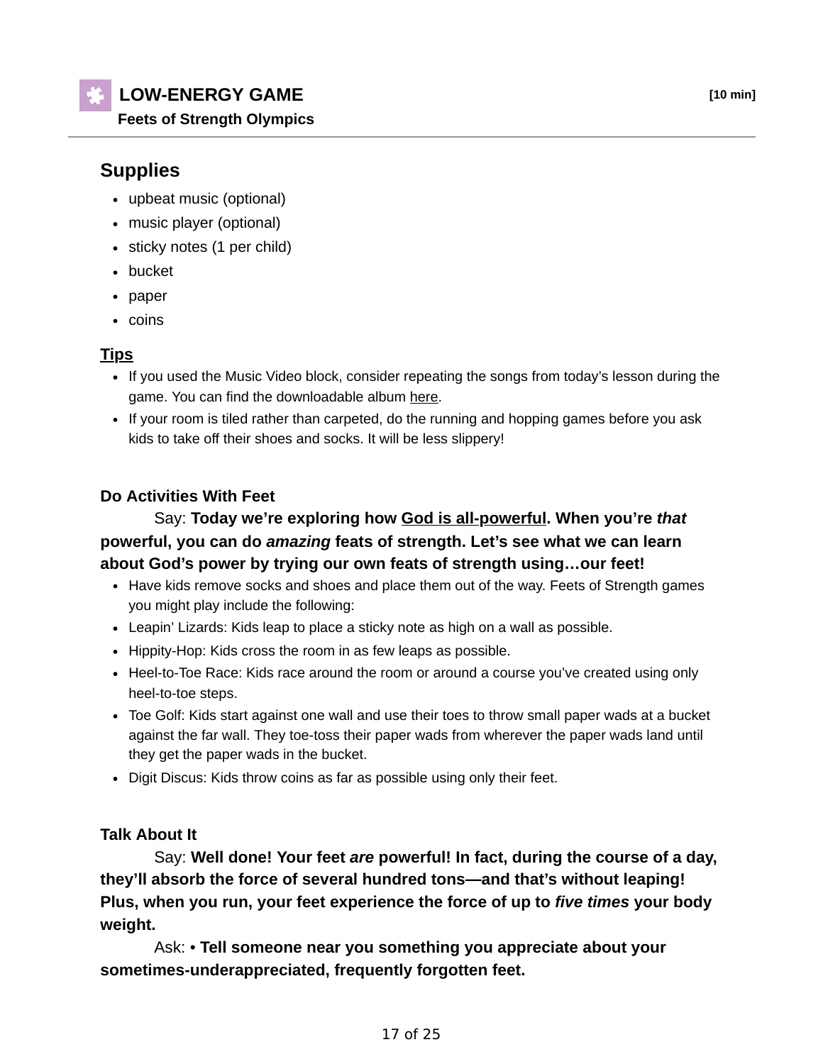## LOW-ENERGY GAME

**Feets of Strength Olympics**

**[10 min]**

### Supplies

- upbeat music (optional)
- music player (optional)
- sticky notes (1 per child)
- bucket
- paper
- coins

### Tips

- If you used the Music Video block, consider repeating the songs from today's lesson during the game. You can find the downloadable album here.
- If your room is tiled rather than carpeted, do the running and hopping games before you ask kids to take off their shoes and socks. It will be less slippery!

#### Do Activities With Feet

Say: **Today we're exploring how God is all-powerful. When you're *that* powerful, you can do *amazing* feats of strength. Let's see what we can learn about God's power by trying our own feats of strength using…our feet!**

- Have kids remove socks and shoes and place them out of the way. Feets of Strength games you might play include the following:
- Leapin' Lizards: Kids leap to place a sticky note as high on a wall as possible.
- Hippity-Hop: Kids cross the room in as few leaps as possible.
- Heel-to-Toe Race: Kids race around the room or around a course you've created using only heel-to-toe steps.
- Toe Golf: Kids start against one wall and use their toes to throw small paper wads at a bucket against the far wall. They toe-toss their paper wads from wherever the paper wads land until they get the paper wads in the bucket.
- Digit Discus: Kids throw coins as far as possible using only their feet.

#### Talk About It

Say: **Well done! Your feet *are* powerful! In fact, during the course of a day, they'll absorb the force of several hundred tons—and that's without leaping! Plus, when you run, your feet experience the force of up to *five times* your body weight.**

Ask: • **Tell someone near you something you appreciate about your sometimes-underappreciated, frequently forgotten feet.**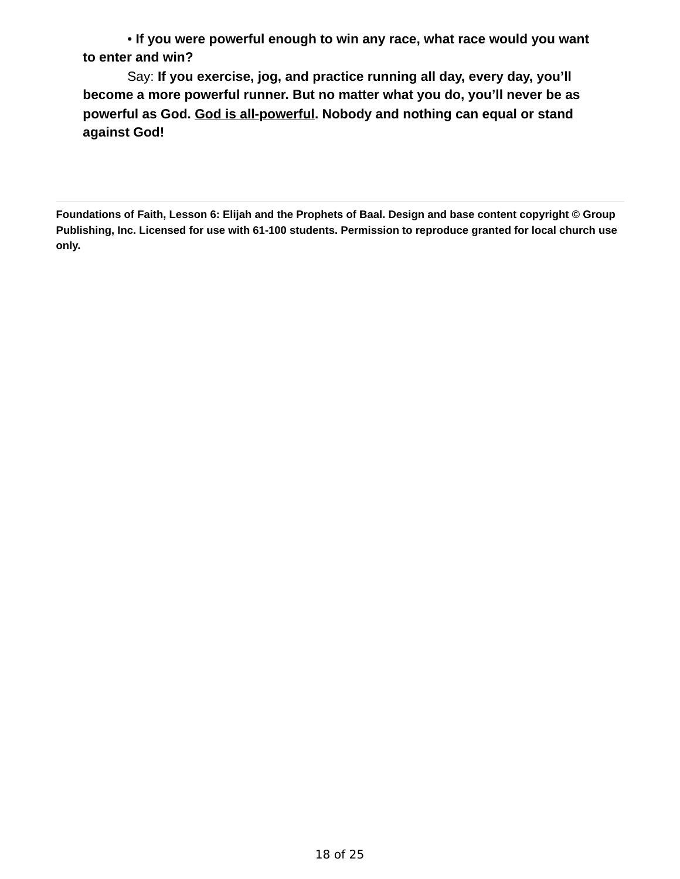• **If you were powerful enough to win any race, what race would you want to enter and win?**

Say: **If you exercise, jog, and practice running all day, every day, you'll become a more powerful runner. But no matter what you do, you'll never be as powerful as God. <u>God is all-powerful</u>. Nobody and nothing can equal or stand against God!**

---

**Foundations of Faith, Lesson 6: Elijah and the Prophets of Baal. Design and base content copyright © Group Publishing, Inc. Licensed for use with 61-100 students. Permission to reproduce granted for local church use only.**